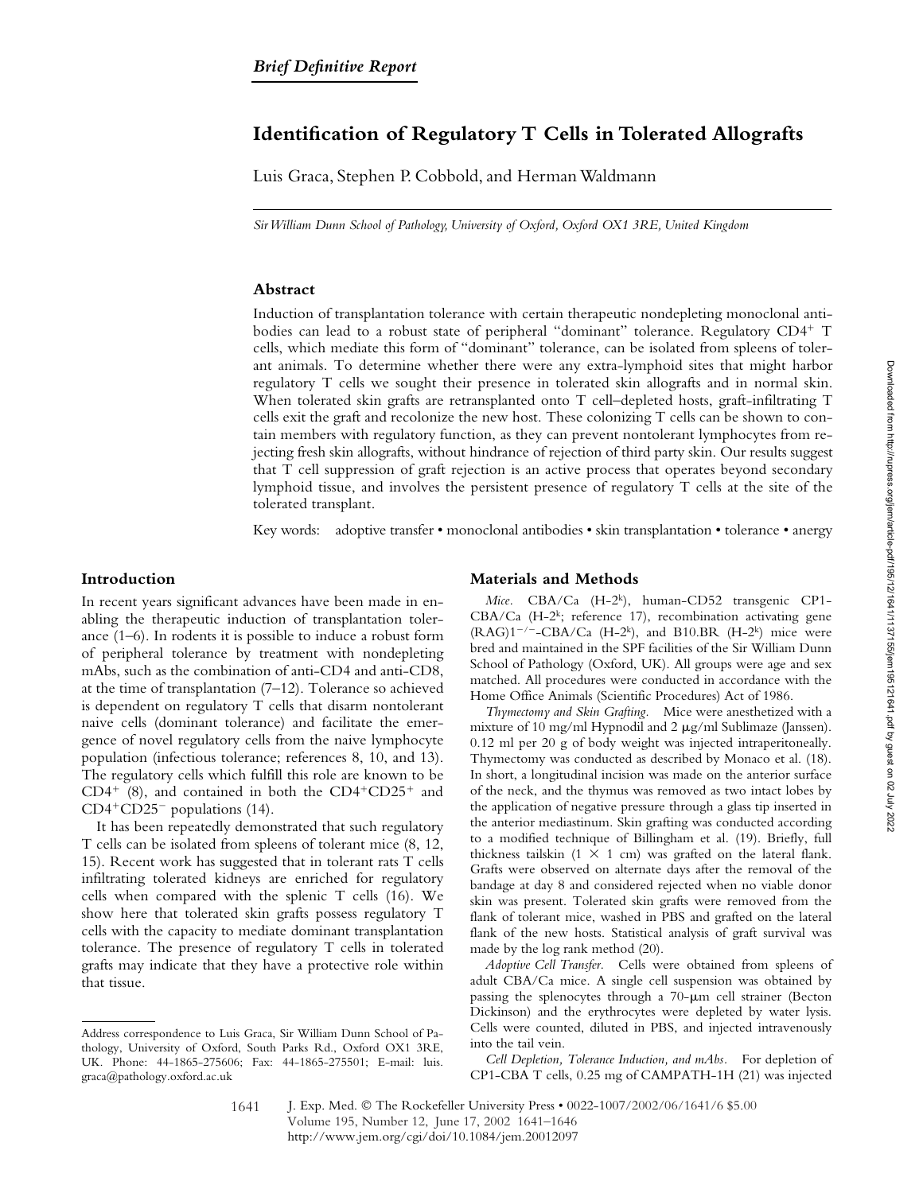*Brief Definitive Report*

# Identification of Regulatory T Cells in Tolerated Allografts

Luis Graca, Stephen P. Cobbold, and Herman Waldmann

*Sir William Dunn School of Pathology, University of Oxford, Oxford OX1 3RE, United Kingdom*

## Abstract

Induction of transplantation tolerance with certain therapeutic nondepleting monoclonal antibodies can lead to a robust state of peripheral "dominant" tolerance. Regulatory $CD4^+$ T cells, which mediate this form of "dominant" tolerance, can be isolated from spleens of tolerant animals. To determine whether there were any extra-lymphoid sites that might harbor regulatory T cells we sought their presence in tolerated skin allografts and in normal skin. When tolerated skin grafts are retransplanted onto T cell–depleted hosts, graft-infiltrating T cells exit the graft and recolonize the new host. These colonizing T cells can be shown to contain members with regulatory function, as they can prevent nontolerant lymphocytes from rejecting fresh skin allografts, without hindrance of rejection of third party skin. Our results suggest that T cell suppression of graft rejection is an active process that operates beyond secondary lymphoid tissue, and involves the persistent presence of regulatory T cells at the site of the tolerated transplant.

Key words: adoptive transfer • monoclonal antibodies • skin transplantation • tolerance • anergy

## Introduction

In recent years significant advances have been made in enabling the therapeutic induction of transplantation tolerance (1–6). In rodents it is possible to induce a robust form of peripheral tolerance by treatment with nondepleting mAbs, such as the combination of anti-CD4 and anti-CD8, at the time of transplantation (7–12). Tolerance so achieved is dependent on regulatory T cells that disarm nontolerant naive cells (dominant tolerance) and facilitate the emergence of novel regulatory cells from the naive lymphocyte population (infectious tolerance; references 8, 10, and 13). The regulatory cells which fulfill this role are known to be $CD4^+$ (8), and contained in both the $CD4^+CD25^+$ and $CD4^+CD25^-$ populations (14).

It has been repeatedly demonstrated that such regulatory T cells can be isolated from spleens of tolerant mice (8, 12, 15). Recent work has suggested that in tolerant rats T cells infiltrating tolerated kidneys are enriched for regulatory cells when compared with the splenic T cells (16). We show here that tolerated skin grafts possess regulatory T cells with the capacity to mediate dominant transplantation tolerance. The presence of regulatory T cells in tolerated grafts may indicate that they have a protective role within that tissue.

Address correspondence to Luis Graca, Sir William Dunn School of Pathology, University of Oxford, South Parks Rd., Oxford OX1 3RE, UK. Phone: 44-1865-275606; Fax: 44-1865-275501; E-mail: luis.graca@pathology.oxford.ac.uk

## Materials and Methods

*Mice.* CBA/Ca (H-$2^k$), human-CD52 transgenic CP1-CBA/Ca (H-$2^k$; reference 17), recombination activating gene $(RAG)1^{-/-}$-CBA/Ca (H-$2^k$), and B10.BR (H-$2^k$) mice were bred and maintained in the SPF facilities of the Sir William Dunn School of Pathology (Oxford, UK). All groups were age and sex matched. All procedures were conducted in accordance with the Home Office Animals (Scientific Procedures) Act of 1986.

*Thymectomy and Skin Grafting.* Mice were anesthetized with a mixture of 10 mg/ml Hypnodil and 2 μg/ml Sublimaze (Janssen). 0.12 ml per 20 g of body weight was injected intraperitoneally. Thymectomy was conducted as described by Monaco et al. (18). In short, a longitudinal incision was made on the anterior surface of the neck, and the thymus was removed as two intact lobes by the application of negative pressure through a glass tip inserted in the anterior mediastinum. Skin grafting was conducted according to a modified technique of Billingham et al. (19). Briefly, full thickness tailskin (1 × 1 cm) was grafted on the lateral flank. Grafts were observed on alternate days after the removal of the bandage at day 8 and considered rejected when no viable donor skin was present. Tolerated skin grafts were removed from the flank of tolerant mice, washed in PBS and grafted on the lateral flank of the new hosts. Statistical analysis of graft survival was made by the log rank method (20).

*Adoptive Cell Transfer.* Cells were obtained from spleens of adult CBA/Ca mice. A single cell suspension was obtained by passing the splenocytes through a 70-μm cell strainer (Becton Dickinson) and the erythrocytes were depleted by water lysis. Cells were counted, diluted in PBS, and injected intravenously into the tail vein.

*Cell Depletion, Tolerance Induction, and mAbs.* For depletion of CP1-CBA T cells, 0.25 mg of CAMPATH-1H (21) was injected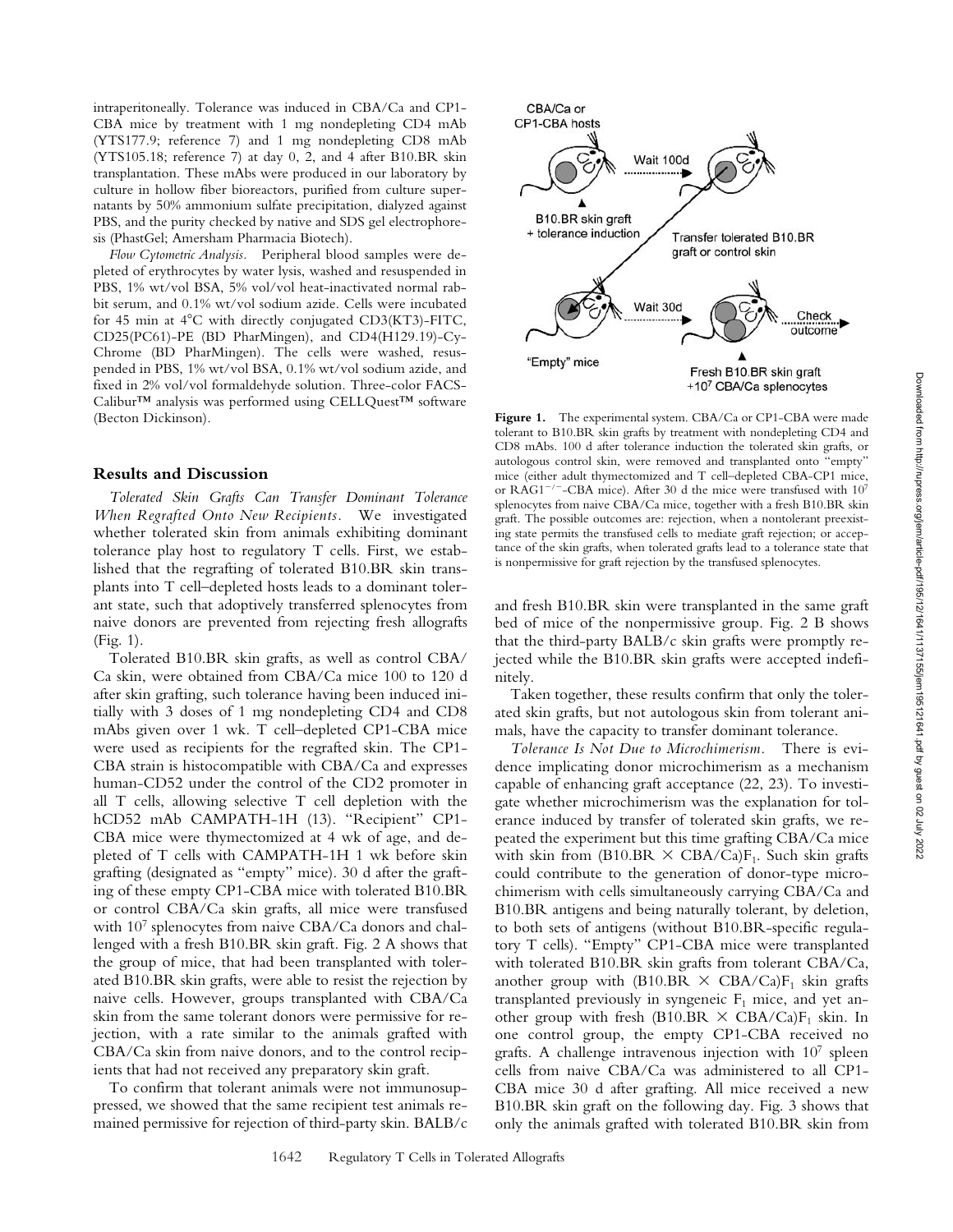intraperitoneally. Tolerance was induced in CBA/Ca and CP1-CBA mice by treatment with 1 mg nondepleting CD4 mAb (YTS177.9; reference 7) and 1 mg nondepleting CD8 mAb (YTS105.18; reference 7) at day 0, 2, and 4 after B10.BR skin transplantation. These mAbs were produced in our laboratory by culture in hollow fiber bioreactors, purified from culture supernatants by 50% ammonium sulfate precipitation, dialyzed against PBS, and the purity checked by native and SDS gel electrophoresis (PhastGel; Amersham Pharmacia Biotech).

*Flow Cytometric Analysis.* Peripheral blood samples were depleted of erythrocytes by water lysis, washed and resuspended in PBS, 1% wt/vol BSA, 5% vol/vol heat-inactivated normal rabbit serum, and 0.1% wt/vol sodium azide. Cells were incubated for 45 min at 4°C with directly conjugated CD3(KT3)-FITC, CD25(PC61)-PE (BD PharMingen), and CD4(H129.19)-Cy-Chrome (BD PharMingen). The cells were washed, resuspended in PBS, 1% wt/vol BSA, 0.1% wt/vol sodium azide, and fixed in 2% vol/vol formaldehyde solution. Three-color FACS-Calibur™ analysis was performed using CELLQuest™ software (Becton Dickinson).

## Results and Discussion

*Tolerated Skin Grafts Can Transfer Dominant Tolerance When Regrafted Onto New Recipients.* We investigated whether tolerated skin from animals exhibiting dominant tolerance play host to regulatory T cells. First, we established that the regrafting of tolerated B10.BR skin transplants into T cell–depleted hosts leads to a dominant tolerant state, such that adoptively transferred splenocytes from naive donors are prevented from rejecting fresh allografts (Fig. 1).

Tolerated B10.BR skin grafts, as well as control CBA/Ca skin, were obtained from CBA/Ca mice 100 to 120 d after skin grafting, such tolerance having been induced initially with 3 doses of 1 mg nondepleting CD4 and CD8 mAbs given over 1 wk. T cell–depleted CP1-CBA mice were used as recipients for the regrafted skin. The CP1-CBA strain is histocompatible with CBA/Ca and expresses human-CD52 under the control of the CD2 promoter in all T cells, allowing selective T cell depletion with the hCD52 mAb CAMPATH-1H (13). "Recipient" CP1-CBA mice were thymectomized at 4 wk of age, and depleted of T cells with CAMPATH-1H 1 wk before skin grafting (designated as "empty" mice). 30 d after the grafting of these empty CP1-CBA mice with tolerated B10.BR or control CBA/Ca skin grafts, all mice were transfused with $10^7$ splenocytes from naive CBA/Ca donors and challenged with a fresh B10.BR skin graft. Fig. 2 A shows that the group of mice, that had been transplanted with tolerated B10.BR skin grafts, were able to resist the rejection by naive cells. However, groups transplanted with CBA/Ca skin from the same tolerant donors were permissive for rejection, with a rate similar to the animals grafted with CBA/Ca skin from naive donors, and to the control recipients that had not received any preparatory skin graft.

To confirm that tolerant animals were not immunosuppressed, we showed that the same recipient test animals remained permissive for rejection of third-party skin. BALB/c

CBA/Ca or
CP1-CBA hosts

Wait 100d

B10.BR skin graft
+ tolerance induction

Transfer tolerated B10.BR
graft or control skin

Wait 30d

Check
outcome

"Empty" mice

Fresh B10.BR skin graft
+$10^7$ CBA/Ca splenocytes

**Figure 1.** The experimental system. CBA/Ca or CP1-CBA were made tolerant to B10.BR skin grafts by treatment with nondepleting CD4 and CD8 mAbs. 100 d after tolerance induction the tolerated skin grafts, or autologous control skin, were removed and transplanted onto "empty" mice (either adult thymectomized and T cell–depleted CBA-CP1 mice, or RAG1$^{-/-}$-CBA mice). After 30 d the mice were transfused with $10^7$ splenocytes from naive CBA/Ca mice, together with a fresh B10.BR skin graft. The possible outcomes are: rejection, when a nontolerant preexisting state permits the transfused cells to mediate graft rejection; or acceptance of the skin grafts, when tolerated grafts lead to a tolerance state that is nonpermissive for graft rejection by the transfused splenocytes.

and fresh B10.BR skin were transplanted in the same graft bed of mice of the nonpermissive group. Fig. 2 B shows that the third-party BALB/c skin grafts were promptly rejected while the B10.BR skin grafts were accepted indefinitely.

Taken together, these results confirm that only the tolerated skin grafts, but not autologous skin from tolerant animals, have the capacity to transfer dominant tolerance.

*Tolerance Is Not Due to Microchimerism.* There is evidence implicating donor microchimerism as a mechanism capable of enhancing graft acceptance (22, 23). To investigate whether microchimerism was the explanation for tolerance induced by transfer of tolerated skin grafts, we repeated the experiment but this time grafting CBA/Ca mice with skin from (B10.BR × CBA/Ca)$F_1$. Such skin grafts could contribute to the generation of donor-type microchimerism with cells simultaneously carrying CBA/Ca and B10.BR antigens and being naturally tolerant, by deletion, to both sets of antigens (without B10.BR-specific regulatory T cells). "Empty" CP1-CBA mice were transplanted with tolerated B10.BR skin grafts from tolerant CBA/Ca, another group with (B10.BR × CBA/Ca)$F_1$ skin grafts transplanted previously in syngeneic $F_1$ mice, and yet another group with fresh (B10.BR × CBA/Ca)$F_1$ skin. In one control group, the empty CP1-CBA received no grafts. A challenge intravenous injection with $10^7$ spleen cells from naive CBA/Ca was administered to all CP1-CBA mice 30 d after grafting. All mice received a new B10.BR skin graft on the following day. Fig. 3 shows that only the animals grafted with tolerated B10.BR skin from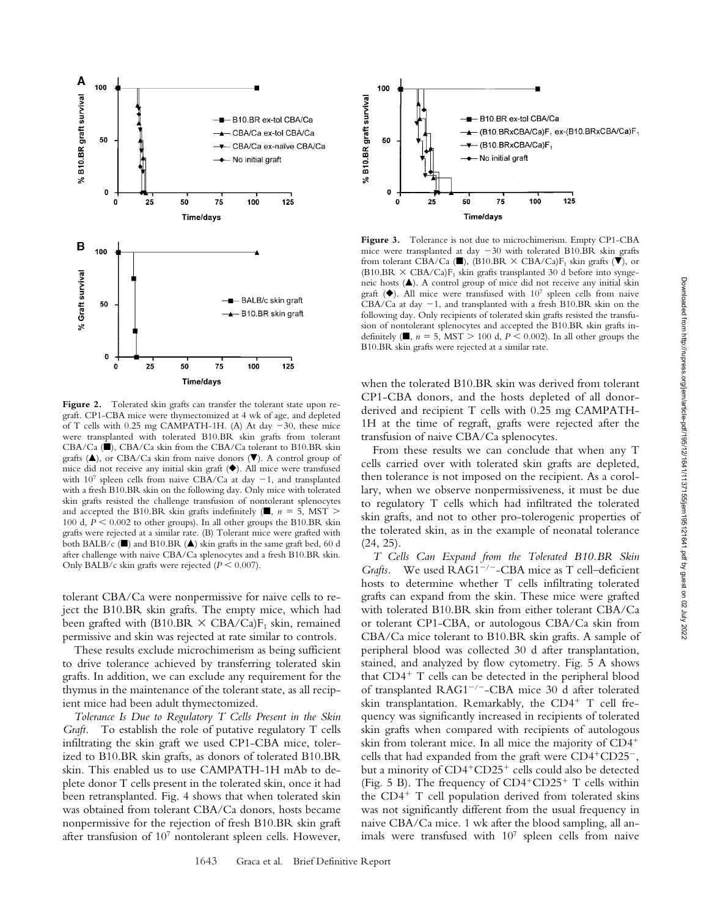A

% B10.BR graft survival

100

50

0

0 25 50 75 100 125

Time/days

B10.BR ex-tol CBA/Ca

CBA/Ca ex-tol CBA/Ca

CBA/Ca ex-naïve CBA/Ca

No initial graft

B

% Graft survival

100

50

0

0 25 50 75 100 125

Time/days

BALB/c skin graft

B10.BR skin graft

**Figure 2.** Tolerated skin grafts can transfer the tolerant state upon regraft. CP1-CBA mice were thymectomized at 4 wk of age, and depleted of T cells with 0.25 mg CAMPATH-1H. (A) At day −30, these mice were transplanted with tolerated B10.BR skin grafts from tolerant CBA/Ca (■), CBA/Ca skin from the CBA/Ca tolerant to B10.BR skin grafts (▲), or CBA/Ca skin from naive donors (▼). A control group of mice did not receive any initial skin graft (◆). All mice were transfused with $10^7$ spleen cells from naive CBA/Ca at day −1, and transplanted with a fresh B10.BR skin on the following day. Only mice with tolerated skin grafts resisted the challenge transfusion of nontolerant splenocytes and accepted the B10.BR skin grafts indefinitely (■, $n = 5$, MST > 100 d, $P < 0.002$ to other groups). In all other groups the B10.BR skin grafts were rejected at a similar rate. (B) Tolerant mice were grafted with both BALB/c (■) and B10.BR (▲) skin grafts in the same graft bed, 60 d after challenge with naive CBA/Ca splenocytes and a fresh B10.BR skin. Only BALB/c skin grafts were rejected ($P < 0.007$).

% B10.BR graft survival

100

50

0

0 25 50 75 100 125

Time/days

B10.BR ex-tol CBA/Ca

(B10.BRxCBA/Ca)F1 ex-(B10.BRxCBA/Ca)F1

(B10.BRxCBA/Ca)F1

No initial graft

**Figure 3.** Tolerance is not due to microchimerism. Empty CP1-CBA mice were transplanted at day −30 with tolerated B10.BR skin grafts from tolerant CBA/Ca (■), (B10.BR × CBA/Ca)$F_1$ skin grafts (▼), or (B10.BR × CBA/Ca)$F_1$ skin grafts transplanted 30 d before into syngeneic hosts (▲). A control group of mice did not receive any initial skin graft (◆). All mice were transfused with $10^7$ spleen cells from naive CBA/Ca at day −1, and transplanted with a fresh B10.BR skin on the following day. Only recipients of tolerated skin grafts resisted the transfusion of nontolerant splenocytes and accepted the B10.BR skin grafts indefinitely (■, $n = 5$, MST > 100 d, $P < 0.002$). In all other groups the B10.BR skin grafts were rejected at a similar rate.

tolerant CBA/Ca were nonpermissive for naive cells to reject the B10.BR skin grafts. The empty mice, which had been grafted with (B10.BR × CBA/Ca)$F_1$ skin, remained permissive and skin was rejected at rate similar to controls.

These results exclude microchimerism as being sufficient to drive tolerance achieved by transferring tolerated skin grafts. In addition, we can exclude any requirement for the thymus in the maintenance of the tolerant state, as all recipient mice had been adult thymectomized.

*Tolerance Is Due to Regulatory T Cells Present in the Skin Graft.* To establish the role of putative regulatory T cells infiltrating the skin graft we used CP1-CBA mice, tolerized to B10.BR skin grafts, as donors of tolerated B10.BR skin. This enabled us to use CAMPATH-1H mAb to deplete donor T cells present in the tolerated skin, once it had been retransplanted. Fig. 4 shows that when tolerated skin was obtained from tolerant CBA/Ca donors, hosts became nonpermissive for the rejection of fresh B10.BR skin graft after transfusion of $10^7$ nontolerant spleen cells. However, when the tolerated B10.BR skin was derived from tolerant CP1-CBA donors, and the hosts depleted of all donor-derived and recipient T cells with 0.25 mg CAMPATH-1H at the time of regraft, grafts were rejected after the transfusion of naive CBA/Ca splenocytes.

From these results we can conclude that when any T cells carried over with tolerated skin grafts are depleted, then tolerance is not imposed on the recipient. As a corollary, when we observe nonpermissiveness, it must be due to regulatory T cells which had infiltrated the tolerated skin grafts, and not to other pro-tolerogenic properties of the tolerated skin, as in the example of neonatal tolerance (24, 25).

*T Cells Can Expand from the Tolerated B10.BR Skin Grafts.* We used RAG1$^{-/-}$-CBA mice as T cell–deficient hosts to determine whether T cells infiltrating tolerated grafts can expand from the skin. These mice were grafted with tolerated B10.BR skin from either tolerant CBA/Ca or tolerant CP1-CBA, or autologous CBA/Ca skin from CBA/Ca mice tolerant to B10.BR skin grafts. A sample of peripheral blood was collected 30 d after transplantation, stained, and analyzed by flow cytometry. Fig. 5 A shows that CD4$^+$ T cells can be detected in the peripheral blood of transplanted RAG1$^{-/-}$-CBA mice 30 d after tolerated skin transplantation. Remarkably, the CD4$^+$ T cell frequency was significantly increased in recipients of tolerated skin grafts when compared with recipients of autologous skin from tolerant mice. In all mice the majority of CD4$^+$ cells that had expanded from the graft were CD4$^+$CD25$^-$, but a minority of CD4$^+$CD25$^+$ cells could also be detected (Fig. 5 B). The frequency of CD4$^+$CD25$^+$ T cells within the CD4$^+$ T cell population derived from tolerated skins was not significantly different from the usual frequency in naive CBA/Ca mice. 1 wk after the blood sampling, all animals were transfused with $10^7$ spleen cells from naive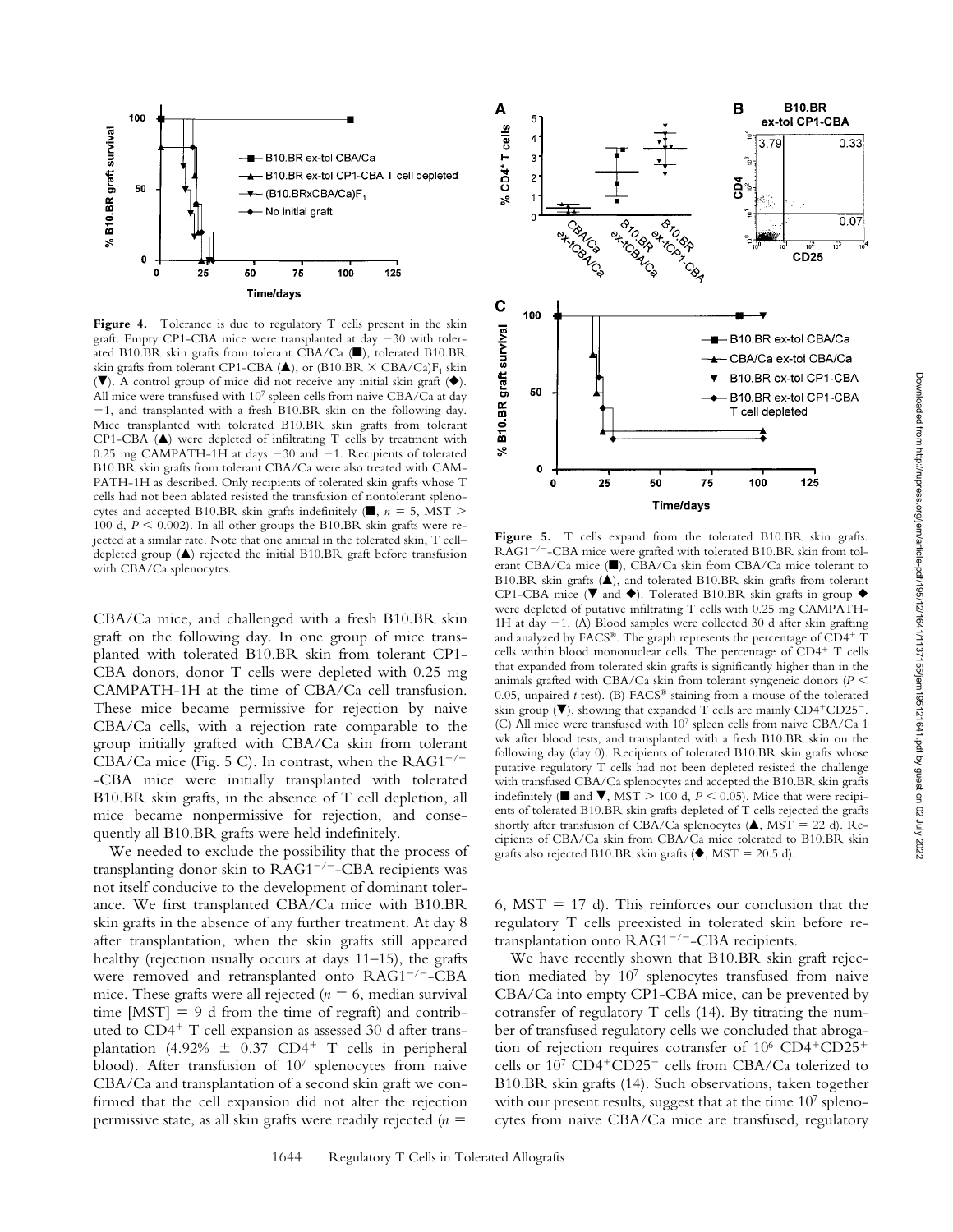% B10.BR graft survival

100

50

0

0 25 50 75 100 125

Time/days

B10.BR ex-tol CBA/Ca

B10.BR ex-tol CP1-CBA T cell depleted

(B10.BRxCBA/Ca)F1

No initial graft

**Figure 4.** Tolerance is due to regulatory T cells present in the skin graft. Empty CP1-CBA mice were transplanted at day −30 with tolerated B10.BR skin grafts from tolerant CBA/Ca (■), tolerated B10.BR skin grafts from tolerant CP1-CBA (▲), or (B10.BR × CBA/Ca)$F_1$ skin (▼). A control group of mice did not receive any initial skin graft (◆). All mice were transfused with $10^7$ spleen cells from naive CBA/Ca at day −1, and transplanted with a fresh B10.BR skin on the following day. Mice transplanted with tolerated B10.BR skin grafts from tolerant CP1-CBA (▲) were depleted of infiltrating T cells by treatment with 0.25 mg CAMPATH-1H at days −30 and −1. Recipients of tolerated B10.BR skin grafts from tolerant CBA/Ca were also treated with CAMPATH-1H as described. Only recipients of tolerated skin grafts whose T cells had not been ablated resisted the transfusion of nontolerant splenocytes and accepted B10.BR skin grafts indefinitely (■, $n = 5$, MST > 100 d, $P < 0.002$). In all other groups the B10.BR skin grafts were rejected at a similar rate. Note that one animal in the tolerated skin, T cell–depleted group (▲) rejected the initial B10.BR graft before transfusion with CBA/Ca splenocytes.

A

% $CD4^+$ T cells

5
4
3
2
1
0

CBA/Ca ex-tCBA/Ca

B10.BR ex-tCBA/Ca

B10.BR ex-tCP1-CBA

B

B10.BR ex-tol CP1-CBA

3.79

0.33

0.07

CD4

CD25

C

% B10.BR graft survival

100

50

0

0 25 50 75 100 125

Time/days

B10.BR ex-tol CBA/Ca

CBA/Ca ex-tol CBA/Ca

B10.BR ex-tol CP1-CBA

B10.BR ex-tol CP1-CBA T cell depleted

**Figure 5.** T cells expand from the tolerated B10.BR skin grafts. $RAG1^{-/-}$-CBA mice were grafted with tolerated B10.BR skin from tolerant CBA/Ca mice (■), CBA/Ca skin from CBA/Ca mice tolerant to B10.BR skin grafts (▲), and tolerated B10.BR skin grafts from tolerant CP1-CBA mice (▼ and ◆). Tolerated B10.BR skin grafts in group ◆ were depleted of putative infiltrating T cells with 0.25 mg CAMPATH-1H at day −1. (A) Blood samples were collected 30 d after skin grafting and analyzed by FACS®. The graph represents the percentage of $CD4^+$ T cells within blood mononuclear cells. The percentage of $CD4^+$ T cells that expanded from tolerated skin grafts is significantly higher than in the animals grafted with CBA/Ca skin from tolerant syngeneic donors ($P < 0.05$, unpaired $t$ test). (B) FACS® staining from a mouse of the tolerated skin group (▼), showing that expanded T cells are mainly $CD4^+CD25^-$. (C) All mice were transfused with $10^7$ spleen cells from naive CBA/Ca 1 wk after blood tests, and transplanted with a fresh B10.BR skin on the following day (day 0). Recipients of tolerated B10.BR skin grafts whose putative regulatory T cells had not been depleted resisted the challenge with transfused CBA/Ca splenocytes and accepted the B10.BR skin grafts indefinitely (■ and ▼, MST > 100 d, $P < 0.05$). Mice that were recipients of tolerated B10.BR skin grafts depleted of T cells rejected the grafts shortly after transfusion of CBA/Ca splenocytes (▲, MST = 22 d). Recipients of CBA/Ca skin from CBA/Ca mice tolerated to B10.BR skin grafts also rejected B10.BR skin grafts (◆, MST = 20.5 d).

CBA/Ca mice, and challenged with a fresh B10.BR skin graft on the following day. In one group of mice transplanted with tolerated B10.BR skin from tolerant CP1-CBA donors, donor T cells were depleted with 0.25 mg CAMPATH-1H at the time of CBA/Ca cell transfusion. These mice became permissive for rejection by naive CBA/Ca cells, with a rejection rate comparable to the group initially grafted with CBA/Ca skin from tolerant CBA/Ca mice (Fig. 5 C). In contrast, when the $RAG1^{-/-}$-CBA mice were initially transplanted with tolerated B10.BR skin grafts, in the absence of T cell depletion, all mice became nonpermissive for rejection, and consequently all B10.BR grafts were held indefinitely.

We needed to exclude the possibility that the process of transplanting donor skin to $RAG1^{-/-}$-CBA recipients was not itself conducive to the development of dominant tolerance. We first transplanted CBA/Ca mice with B10.BR skin grafts in the absence of any further treatment. At day 8 after transplantation, when the skin grafts still appeared healthy (rejection usually occurs at days 11–15), the grafts were removed and retransplanted onto $RAG1^{-/-}$-CBA mice. These grafts were all rejected ($n = 6$, median survival time [MST] = 9 d from the time of regraft) and contributed to $CD4^+$ T cell expansion as assessed 30 d after transplantation (4.92% ± 0.37 $CD4^+$ T cells in peripheral blood). After transfusion of $10^7$ splenocytes from naive CBA/Ca and transplantation of a second skin graft we confirmed that the cell expansion did not alter the rejection permissive state, as all skin grafts were readily rejected ($n = 6$, MST = 17 d). This reinforces our conclusion that the regulatory T cells preexisted in tolerated skin before retransplantation onto $RAG1^{-/-}$-CBA recipients.

We have recently shown that B10.BR skin graft rejection mediated by $10^7$ splenocytes transfused from naive CBA/Ca into empty CP1-CBA mice, can be prevented by cotransfer of regulatory T cells (14). By titrating the number of transfused regulatory cells we concluded that abrogation of rejection requires cotransfer of $10^6$ $CD4^+CD25^+$ cells or $10^7$ $CD4^+CD25^-$ cells from CBA/Ca tolerized to B10.BR skin grafts (14). Such observations, taken together with our present results, suggest that at the time $10^7$ splenocytes from naive CBA/Ca mice are transfused, regulatory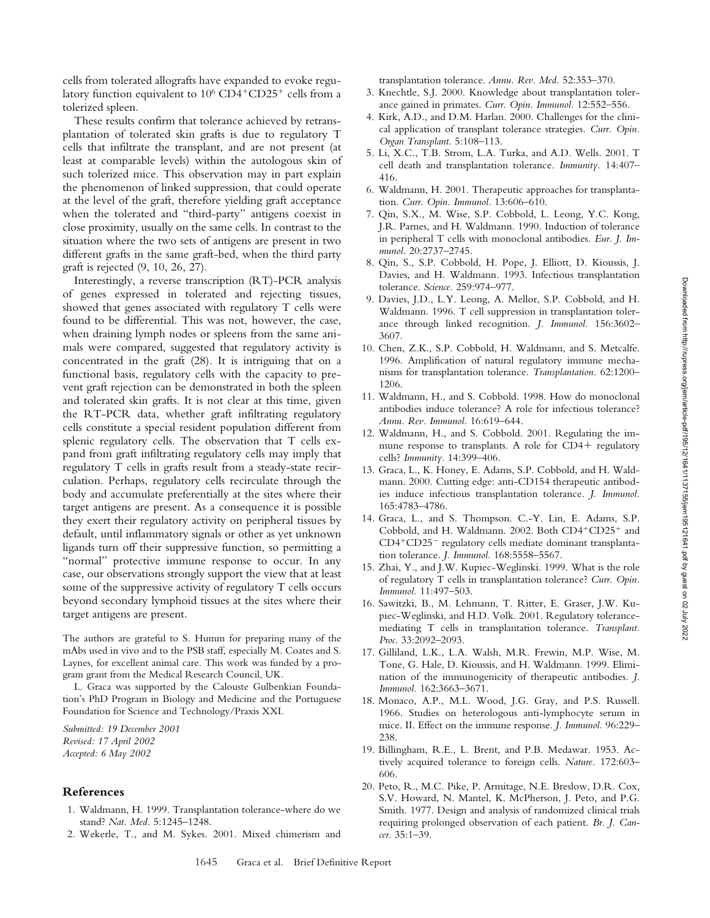cells from tolerated allografts have expanded to evoke regulatory function equivalent to $10^6$ $CD4^+CD25^+$ cells from a tolerized spleen.

These results confirm that tolerance achieved by retransplantation of tolerated skin grafts is due to regulatory T cells that infiltrate the transplant, and are not present (at least at comparable levels) within the autologous skin of such tolerized mice. This observation may in part explain the phenomenon of linked suppression, that could operate at the level of the graft, therefore yielding graft acceptance when the tolerated and "third-party" antigens coexist in close proximity, usually on the same cells. In contrast to the situation where the two sets of antigens are present in two different grafts in the same graft-bed, when the third party graft is rejected (9, 10, 26, 27).

Interestingly, a reverse transcription (RT)-PCR analysis of genes expressed in tolerated and rejecting tissues, showed that genes associated with regulatory T cells were found to be differential. This was not, however, the case, when draining lymph nodes or spleens from the same animals were compared, suggested that regulatory activity is concentrated in the graft (28). It is intriguing that on a functional basis, regulatory cells with the capacity to prevent graft rejection can be demonstrated in both the spleen and tolerated skin grafts. It is not clear at this time, given the RT-PCR data, whether graft infiltrating regulatory cells constitute a special resident population different from splenic regulatory cells. The observation that T cells expand from graft infiltrating regulatory cells may imply that regulatory T cells in grafts result from a steady-state recirculation. Perhaps, regulatory cells recirculate through the body and accumulate preferentially at the sites where their target antigens are present. As a consequence it is possible they exert their regulatory activity on peripheral tissues by default, until inflammatory signals or other as yet unknown ligands turn off their suppressive function, so permitting a "normal" protective immune response to occur. In any case, our observations strongly support the view that at least some of the suppressive activity of regulatory T cells occurs beyond secondary lymphoid tissues at the sites where their target antigens are present.

The authors are grateful to S. Humm for preparing many of the mAbs used in vivo and to the PSB staff, especially M. Coates and S. Laynes, for excellent animal care. This work was funded by a program grant from the Medical Research Council, UK.

L. Graca was supported by the Calouste Gulbenkian Foundation's PhD Program in Biology and Medicine and the Portuguese Foundation for Science and Technology/Praxis XXI.

*Submitted: 19 December 2001*
*Revised: 17 April 2002*
*Accepted: 6 May 2002*

## References

1. Waldmann, H. 1999. Transplantation tolerance-where do we stand? *Nat. Med.* 5:1245–1248.
2. Wekerle, T., and M. Sykes. 2001. Mixed chimerism and transplantation tolerance. *Annu. Rev. Med.* 52:353–370.
3. Knechtle, S.J. 2000. Knowledge about transplantation tolerance gained in primates. *Curr. Opin. Immunol.* 12:552–556.
4. Kirk, A.D., and D.M. Harlan. 2000. Challenges for the clinical application of transplant tolerance strategies. *Curr. Opin. Organ Transplant.* 5:108–113.
5. Li, X.C., T.B. Strom, L.A. Turka, and A.D. Wells. 2001. T cell death and transplantation tolerance. *Immunity.* 14:407–416.
6. Waldmann, H. 2001. Therapeutic approaches for transplantation. *Curr. Opin. Immunol.* 13:606–610.
7. Qin, S.X., M. Wise, S.P. Cobbold, L. Leong, Y.C. Kong, J.R. Parnes, and H. Waldmann. 1990. Induction of tolerance in peripheral T cells with monoclonal antibodies. *Eur. J. Immunol.* 20:2737–2745.
8. Qin, S., S.P. Cobbold, H. Pope, J. Elliott, D. Kioussis, J. Davies, and H. Waldmann. 1993. Infectious transplantation tolerance. *Science.* 259:974–977.
9. Davies, J.D., L.Y. Leong, A. Mellor, S.P. Cobbold, and H. Waldmann. 1996. T cell suppression in transplantation tolerance through linked recognition. *J. Immunol.* 156:3602–3607.
10. Chen, Z.K., S.P. Cobbold, H. Waldmann, and S. Metcalfe. 1996. Amplification of natural regulatory immune mechanisms for transplantation tolerance. *Transplantation.* 62:1200–1206.
11. Waldmann, H., and S. Cobbold. 1998. How do monoclonal antibodies induce tolerance? A role for infectious tolerance? *Annu. Rev. Immunol.* 16:619–644.
12. Waldmann, H., and S. Cobbold. 2001. Regulating the immune response to transplants. A role for CD4+ regulatory cells? *Immunity.* 14:399–406.
13. Graca, L., K. Honey, E. Adams, S.P. Cobbold, and H. Waldmann. 2000. Cutting edge: anti-CD154 therapeutic antibodies induce infectious transplantation tolerance. *J. Immunol.* 165:4783–4786.
14. Graca, L., and S. Thompson. C.-Y. Lin, E. Adams, S.P. Cobbold, and H. Waldmann. 2002. Both $CD4^+CD25^+$ and $CD4^+CD25^-$ regulatory cells mediate dominant transplantation tolerance. *J. Immunol.* 168:5558–5567.
15. Zhai, Y., and J.W. Kupiec-Weglinski. 1999. What is the role of regulatory T cells in transplantation tolerance? *Curr. Opin. Immunol.* 11:497–503.
16. Sawitzki, B., M. Lehmann, T. Ritter, E. Graser, J.W. Kupiec-Weglinski, and H.D. Volk. 2001. Regulatory tolerance-mediating T cells in transplantation tolerance. *Transplant. Proc.* 33:2092–2093.
17. Gilliland, L.K., L.A. Walsh, M.R. Frewin, M.P. Wise, M. Tone, G. Hale, D. Kioussis, and H. Waldmann. 1999. Elimination of the immunogenicity of therapeutic antibodies. *J. Immunol.* 162:3663–3671.
18. Monaco, A.P., M.L. Wood, J.G. Gray, and P.S. Russell. 1966. Studies on heterologous anti-lymphocyte serum in mice. II. Effect on the immune response. *J. Immunol.* 96:229–238.
19. Billingham, R.E., L. Brent, and P.B. Medawar. 1953. Actively acquired tolerance to foreign cells. *Nature.* 172:603–606.
20. Peto, R., M.C. Pike, P. Armitage, N.E. Breslow, D.R. Cox, S.V. Howard, N. Mantel, K. McPherson, J. Peto, and P.G. Smith. 1977. Design and analysis of randomized clinical trials requiring prolonged observation of each patient. *Br. J. Cancer.* 35:1–39.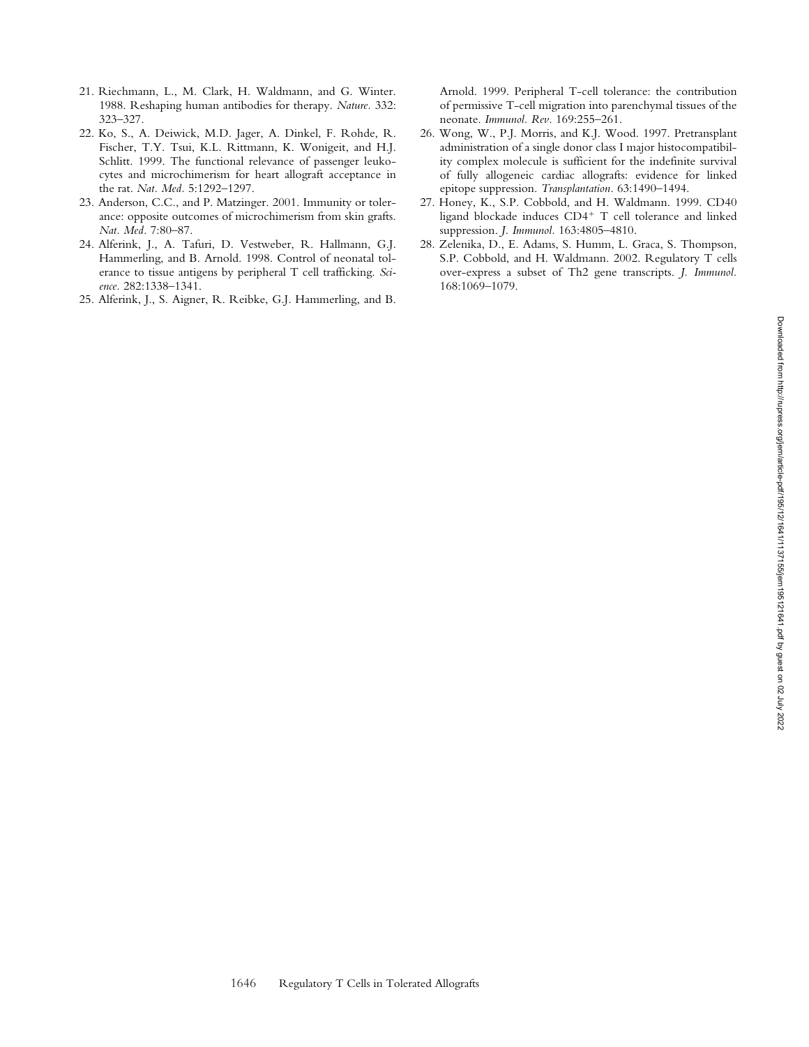21. Riechmann, L., M. Clark, H. Waldmann, and G. Winter. 1988. Reshaping human antibodies for therapy. *Nature.* 332: 323–327.
22. Ko, S., A. Deiwick, M.D. Jager, A. Dinkel, F. Rohde, R. Fischer, T.Y. Tsui, K.L. Rittmann, K. Wonigeit, and H.J. Schlitt. 1999. The functional relevance of passenger leukocytes and microchimerism for heart allograft acceptance in the rat. *Nat. Med.* 5:1292–1297.
23. Anderson, C.C., and P. Matzinger. 2001. Immunity or tolerance: opposite outcomes of microchimerism from skin grafts. *Nat. Med.* 7:80–87.
24. Alferink, J., A. Tafuri, D. Vestweber, R. Hallmann, G.J. Hammerling, and B. Arnold. 1998. Control of neonatal tolerance to tissue antigens by peripheral T cell trafficking. *Science.* 282:1338–1341.
25. Alferink, J., S. Aigner, R. Reibke, G.J. Hammerling, and B. Arnold. 1999. Peripheral T-cell tolerance: the contribution of permissive T-cell migration into parenchymal tissues of the neonate. *Immunol. Rev.* 169:255–261.
26. Wong, W., P.J. Morris, and K.J. Wood. 1997. Pretransplant administration of a single donor class I major histocompatibility complex molecule is sufficient for the indefinite survival of fully allogeneic cardiac allografts: evidence for linked epitope suppression. *Transplantation.* 63:1490–1494.
27. Honey, K., S.P. Cobbold, and H. Waldmann. 1999. CD40 ligand blockade induces $CD4^+$ T cell tolerance and linked suppression. *J. Immunol.* 163:4805–4810.
28. Zelenika, D., E. Adams, S. Humm, L. Graca, S. Thompson, S.P. Cobbold, and H. Waldmann. 2002. Regulatory T cells over-express a subset of Th2 gene transcripts. *J. Immunol.* 168:1069–1079.